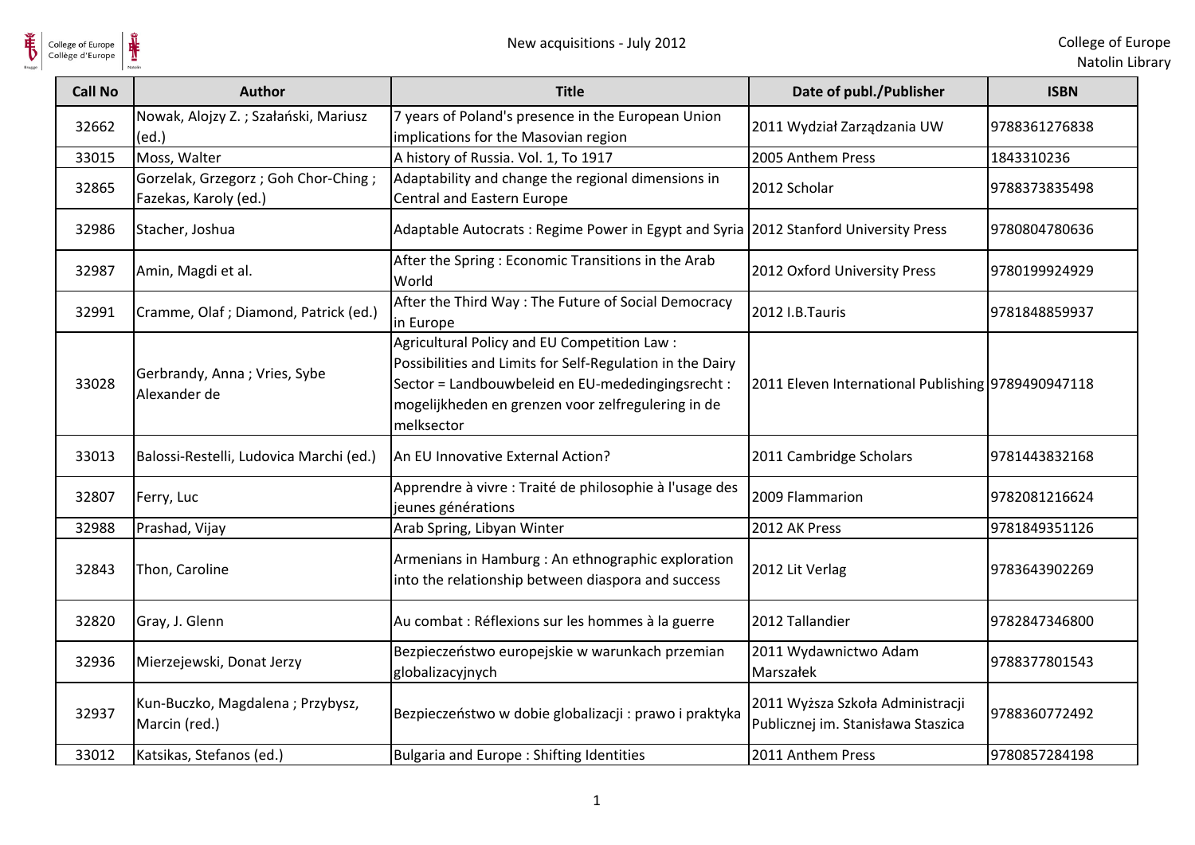# New acquisitions - July 2012

| Call No | Author | Title | Date of publ./Publisher | ISBN |
|---|---|---|---|---|
| 32662 | Nowak, Alojzy Z. ; Szałański, Mariusz (ed.) | 7 years of Poland's presence in the European Union implications for the Masovian region | 2011 Wydział Zarządzania UW | 9788361276838 |
| 33015 | Moss, Walter | A history of Russia. Vol. 1, To 1917 | 2005 Anthem Press | 1843310236 |
| 32865 | Gorzelak, Grzegorz ; Goh Chor-Ching ; Fazekas, Karoly (ed.) | Adaptability and change the regional dimensions in Central and Eastern Europe | 2012 Scholar | 9788373835498 |
| 32986 | Stacher, Joshua | Adaptable Autocrats : Regime Power in Egypt and Syria | 2012 Stanford University Press | 9780804780636 |
| 32987 | Amin, Magdi et al. | After the Spring : Economic Transitions in the Arab World | 2012 Oxford University Press | 9780199924929 |
| 32991 | Cramme, Olaf ; Diamond, Patrick (ed.) | After the Third Way : The Future of Social Democracy in Europe | 2012 I.B.Tauris | 9781848859937 |
| 33028 | Gerbrandy, Anna ; Vries, Sybe Alexander de | Agricultural Policy and EU Competition Law : Possibilities and Limits for Self-Regulation in the Dairy Sector = Landbouwbeleid en EU-mededingingsrecht : mogelijkheden en grenzen voor zelfregulering in de melksector | 2011 Eleven International Publishing | 9789490947118 |
| 33013 | Balossi-Restelli, Ludovica Marchi (ed.) | An EU Innovative External Action? | 2011 Cambridge Scholars | 9781443832168 |
| 32807 | Ferry, Luc | Apprendre à vivre : Traité de philosophie à l'usage des jeunes générations | 2009 Flammarion | 9782081216624 |
| 32988 | Prashad, Vijay | Arab Spring, Libyan Winter | 2012 AK Press | 9781849351126 |
| 32843 | Thon, Caroline | Armenians in Hamburg : An ethnographic exploration into the relationship between diaspora and success | 2012 Lit Verlag | 9783643902269 |
| 32820 | Gray, J. Glenn | Au combat : Réflexions sur les hommes à la guerre | 2012 Tallandier | 9782847346800 |
| 32936 | Mierzejewski, Donat Jerzy | Bezpieczeństwo europejskie w warunkach przemian globalizacyjnych | 2011 Wydawnictwo Adam Marszałek | 9788377801543 |
| 32937 | Kun-Buczko, Magdalena ; Przybysz, Marcin (red.) | Bezpieczeństwo w dobie globalizacji : prawo i praktyka | 2011 Wyższa Szkoła Administracji Publicznej im. Stanisława Staszica | 9788360772492 |
| 33012 | Katsikas, Stefanos (ed.) | Bulgaria and Europe : Shifting Identities | 2011 Anthem Press | 9780857284198 |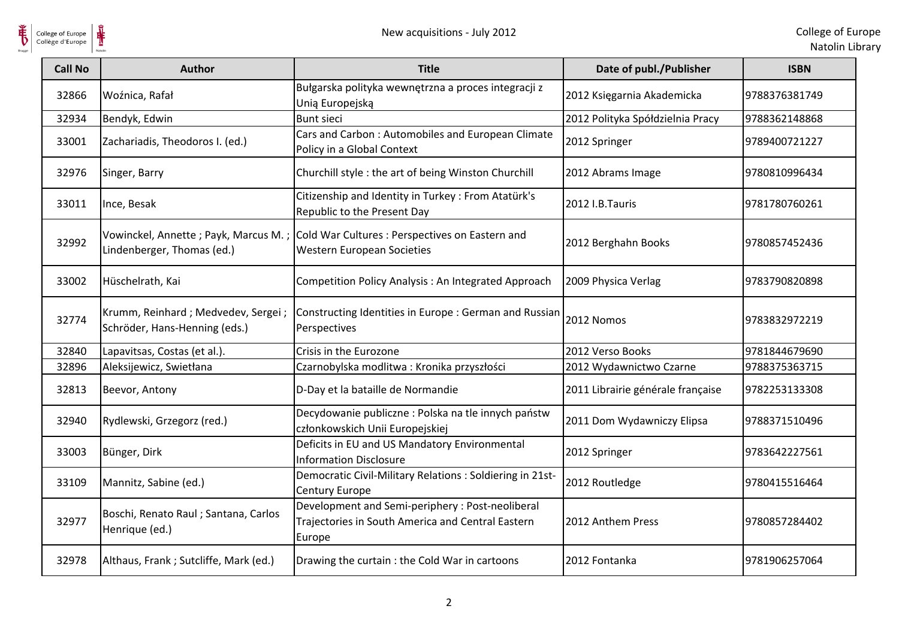| Call No | Author | Title | Date of publ./Publisher | ISBN |
|---|---|---|---|---|
| 32866 | Woźnica, Rafał | Bułgarska polityka wewnętrzna a proces integracji z Unią Europejską | 2012 Księgarnia Akademicka | 9788376381749 |
| 32934 | Bendyk, Edwin | Bunt sieci | 2012 Polityka Spółdzielnia Pracy | 9788362148868 |
| 33001 | Zachariadis, Theodoros I. (ed.) | Cars and Carbon : Automobiles and European Climate Policy in a Global Context | 2012 Springer | 9789400721227 |
| 32976 | Singer, Barry | Churchill style : the art of being Winston Churchill | 2012 Abrams Image | 9780810996434 |
| 33011 | Ince, Besak | Citizenship and Identity in Turkey : From Atatürk's Republic to the Present Day | 2012 I.B.Tauris | 9781780760261 |
| 32992 | Vowinckel, Annette ; Payk, Marcus M. ; Lindenberger, Thomas (ed.) | Cold War Cultures : Perspectives on Eastern and Western European Societies | 2012 Berghahn Books | 9780857452436 |
| 33002 | Hüschelrath, Kai | Competition Policy Analysis : An Integrated Approach | 2009 Physica Verlag | 9783790820898 |
| 32774 | Krumm, Reinhard ; Medvedev, Sergei ; Schröder, Hans-Henning (eds.) | Constructing Identities in Europe : German and Russian Perspectives | 2012 Nomos | 9783832972219 |
| 32840 | Lapavitsas, Costas (et al.). | Crisis in the Eurozone | 2012 Verso Books | 9781844679690 |
| 32896 | Aleksijewicz, Swietłana | Czarnobylska modlitwa : Kronika przyszłości | 2012 Wydawnictwo Czarne | 9788375363715 |
| 32813 | Beevor, Antony | D-Day et la bataille de Normandie | 2011 Librairie générale française | 9782253133308 |
| 32940 | Rydlewski, Grzegorz (red.) | Decydowanie publiczne : Polska na tle innych państw członkowskich Unii Europejskiej | 2011 Dom Wydawniczy Elipsa | 9788371510496 |
| 33003 | Bünger, Dirk | Deficits in EU and US Mandatory Environmental Information Disclosure | 2012 Springer | 9783642227561 |
| 33109 | Mannitz, Sabine (ed.) | Democratic Civil-Military Relations : Soldiering in 21st-Century Europe | 2012 Routledge | 9780415516464 |
| 32977 | Boschi, Renato Raul ; Santana, Carlos Henrique (ed.) | Development and Semi-periphery : Post-neoliberal Trajectories in South America and Central Eastern Europe | 2012 Anthem Press | 9780857284402 |
| 32978 | Althaus, Frank ; Sutcliffe, Mark (ed.) | Drawing the curtain : the Cold War in cartoons | 2012 Fontanka | 9781906257064 |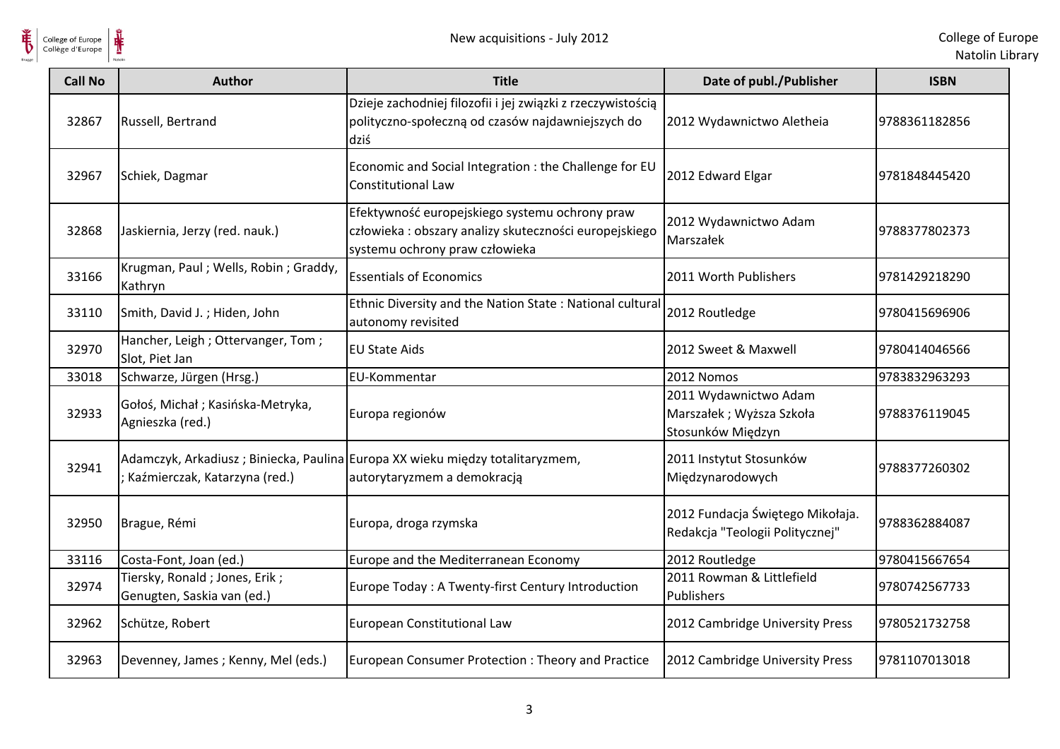| Call No | Author | Title | Date of publ./Publisher | ISBN |
|---|---|---|---|---|
| 32867 | Russell, Bertrand | Dzieje zachodniej filozofii i jej związki z rzeczywistością polityczno-społeczną od czasów najdawniejszych do dziś | 2012 Wydawnictwo Aletheia | 9788361182856 |
| 32967 | Schiek, Dagmar | Economic and Social Integration : the Challenge for EU Constitutional Law | 2012 Edward Elgar | 9781848445420 |
| 32868 | Jaskiernia, Jerzy (red. nauk.) | Efektywność europejskiego systemu ochrony praw człowieka : obszary analizy skuteczności europejskiego systemu ochrony praw człowieka | 2012 Wydawnictwo Adam Marszałek | 9788377802373 |
| 33166 | Krugman, Paul ; Wells, Robin ; Graddy, Kathryn | Essentials of Economics | 2011 Worth Publishers | 9781429218290 |
| 33110 | Smith, David J. ; Hiden, John | Ethnic Diversity and the Nation State : National cultural autonomy revisited | 2012 Routledge | 9780415696906 |
| 32970 | Hancher, Leigh ; Ottervanger, Tom ; Slot, Piet Jan | EU State Aids | 2012 Sweet & Maxwell | 9780414046566 |
| 33018 | Schwarze, Jürgen (Hrsg.) | EU-Kommentar | 2012 Nomos | 9783832963293 |
| 32933 | Gołoś, Michał ; Kasińska-Metryka, Agnieszka (red.) | Europa regionów | 2011 Wydawnictwo Adam Marszałek ; Wyższa Szkoła Stosunków Międzyn | 9788376119045 |
| 32941 | Adamczyk, Arkadiusz ; Biniecka, Paulina ; Kaźmierczak, Katarzyna (red.) | Europa XX wieku między totalitaryzmem, autorytaryzmem a demokracją | 2011 Instytut Stosunków Międzynarodowych | 9788377260302 |
| 32950 | Brague, Rémi | Europa, droga rzymska | 2012 Fundacja Świętego Mikołaja. Redakcja "Teologii Politycznej" | 9788362884087 |
| 33116 | Costa-Font, Joan (ed.) | Europe and the Mediterranean Economy | 2012 Routledge | 9780415667654 |
| 32974 | Tiersky, Ronald ; Jones, Erik ; Genugten, Saskia van (ed.) | Europe Today : A Twenty-first Century Introduction | 2011 Rowman & Littlefield Publishers | 9780742567733 |
| 32962 | Schütze, Robert | European Constitutional Law | 2012 Cambridge University Press | 9780521732758 |
| 32963 | Devenney, James ; Kenny, Mel (eds.) | European Consumer Protection : Theory and Practice | 2012 Cambridge University Press | 9781107013018 |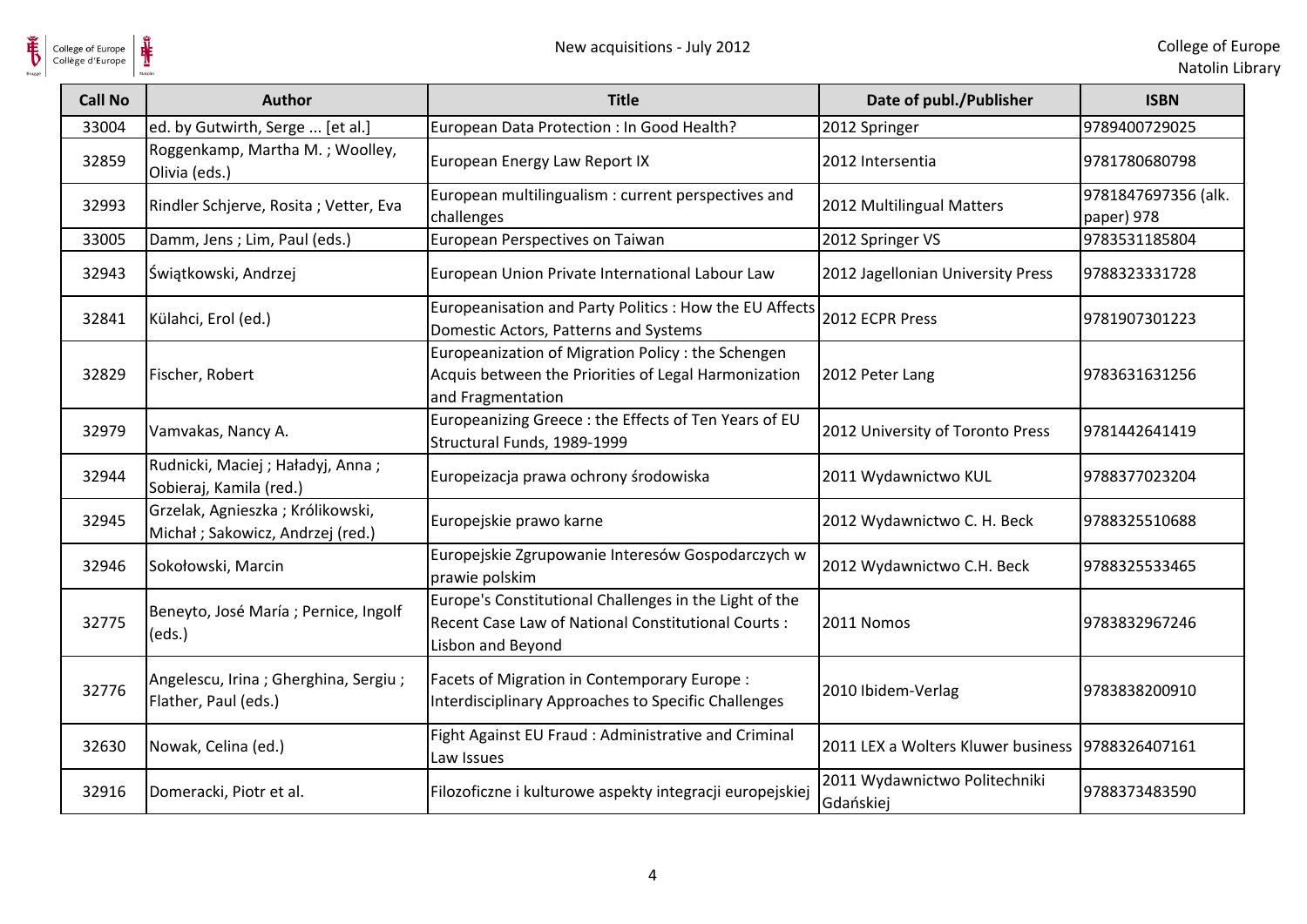| Call No | Author | Title | Date of publ./Publisher | ISBN |
|---|---|---|---|---|
| 33004 | ed. by Gutwirth, Serge ... [et al.] | European Data Protection : In Good Health? | 2012 Springer | 9789400729025 |
| 32859 | Roggenkamp, Martha M. ; Woolley, Olivia (eds.) | European Energy Law Report IX | 2012 Intersentia | 9781780680798 |
| 32993 | Rindler Schjerve, Rosita ; Vetter, Eva | European multilingualism : current perspectives and challenges | 2012 Multilingual Matters | 9781847697356 (alk. paper) 978 |
| 33005 | Damm, Jens ; Lim, Paul (eds.) | European Perspectives on Taiwan | 2012 Springer VS | 9783531185804 |
| 32943 | Świątkowski, Andrzej | European Union Private International Labour Law | 2012 Jagellonian University Press | 9788323331728 |
| 32841 | Külahci, Erol (ed.) | Europeanisation and Party Politics : How the EU Affects Domestic Actors, Patterns and Systems | 2012 ECPR Press | 9781907301223 |
| 32829 | Fischer, Robert | Europeanization of Migration Policy : the Schengen Acquis between the Priorities of Legal Harmonization and Fragmentation | 2012 Peter Lang | 9783631631256 |
| 32979 | Vamvakas, Nancy A. | Europeanizing Greece : the Effects of Ten Years of EU Structural Funds, 1989-1999 | 2012 University of Toronto Press | 9781442641419 |
| 32944 | Rudnicki, Maciej ; Haładyj, Anna ; Sobieraj, Kamila (red.) | Europeizacja prawa ochrony środowiska | 2011 Wydawnictwo KUL | 9788377023204 |
| 32945 | Grzelak, Agnieszka ; Królikowski, Michał ; Sakowicz, Andrzej (red.) | Europejskie prawo karne | 2012 Wydawnictwo C. H. Beck | 9788325510688 |
| 32946 | Sokołowski, Marcin | Europejskie Zgrupowanie Interesów Gospodarczych w prawie polskim | 2012 Wydawnictwo C.H. Beck | 9788325533465 |
| 32775 | Beneyto, José María ; Pernice, Ingolf (eds.) | Europe's Constitutional Challenges in the Light of the Recent Case Law of National Constitutional Courts : Lisbon and Beyond | 2011 Nomos | 9783832967246 |
| 32776 | Angelescu, Irina ; Gherghina, Sergiu ; Flather, Paul (eds.) | Facets of Migration in Contemporary Europe : Interdisciplinary Approaches to Specific Challenges | 2010 Ibidem-Verlag | 9783838200910 |
| 32630 | Nowak, Celina (ed.) | Fight Against EU Fraud : Administrative and Criminal Law Issues | 2011 LEX a Wolters Kluwer business | 9788326407161 |
| 32916 | Domeracki, Piotr et al. | Filozoficzne i kulturowe aspekty integracji europejskiej | 2011 Wydawnictwo Politechniki Gdańskiej | 9788373483590 |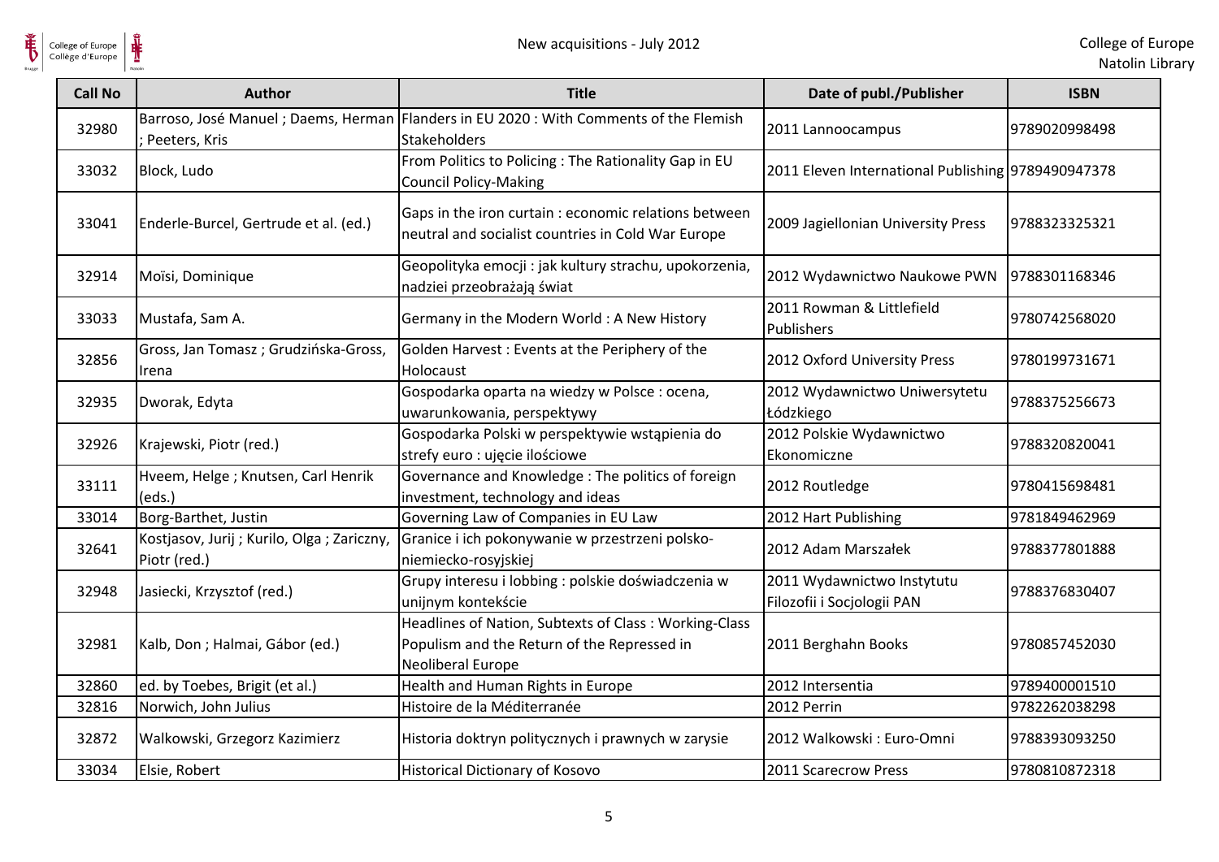| Call No | Author | Title | Date of publ./Publisher | ISBN |
| --- | --- | --- | --- | --- |
| 32980 | Barroso, José Manuel ; Daems, Herman ; Peeters, Kris | Flanders in EU 2020 : With Comments of the Flemish Stakeholders | 2011 Lannoocampus | 9789020998498 |
| 33032 | Block, Ludo | From Politics to Policing : The Rationality Gap in EU Council Policy-Making | 2011 Eleven International Publishing | 9789490947378 |
| 33041 | Enderle-Burcel, Gertrude et al. (ed.) | Gaps in the iron curtain : economic relations between neutral and socialist countries in Cold War Europe | 2009 Jagiellonian University Press | 9788323325321 |
| 32914 | Moïsi, Dominique | Geopolityka emocji : jak kultury strachu, upokorzenia, nadziei przeobrażają świat | 2012 Wydawnictwo Naukowe PWN | 9788301168346 |
| 33033 | Mustafa, Sam A. | Germany in the Modern World : A New History | 2011 Rowman & Littlefield Publishers | 9780742568020 |
| 32856 | Gross, Jan Tomasz ; Grudzińska-Gross, Irena | Golden Harvest : Events at the Periphery of the Holocaust | 2012 Oxford University Press | 9780199731671 |
| 32935 | Dworak, Edyta | Gospodarka oparta na wiedzy w Polsce : ocena, uwarunkowania, perspektywy | 2012 Wydawnictwo Uniwersytetu Łódzkiego | 9788375256673 |
| 32926 | Krajewski, Piotr (red.) | Gospodarka Polski w perspektywie wstąpienia do strefy euro : ujęcie ilościowe | 2012 Polskie Wydawnictwo Ekonomiczne | 9788320820041 |
| 33111 | Hveem, Helge ; Knutsen, Carl Henrik (eds.) | Governance and Knowledge : The politics of foreign investment, technology and ideas | 2012 Routledge | 9780415698481 |
| 33014 | Borg-Barthet, Justin | Governing Law of Companies in EU Law | 2012 Hart Publishing | 9781849462969 |
| 32641 | Kostjasov, Jurij ; Kurilo, Olga ; Zariczny, Piotr (red.) | Granice i ich pokonywanie w przestrzeni polsko-niemiecko-rosyjskiej | 2012 Adam Marszałek | 9788377801888 |
| 32948 | Jasiecki, Krzysztof (red.) | Grupy interesu i lobbing : polskie doświadczenia w unijnym kontekście | 2011 Wydawnictwo Instytutu Filozofii i Socjologii PAN | 9788376830407 |
| 32981 | Kalb, Don ; Halmai, Gábor (ed.) | Headlines of Nation, Subtexts of Class : Working-Class Populism and the Return of the Repressed in Neoliberal Europe | 2011 Berghahn Books | 9780857452030 |
| 32860 | ed. by Toebes, Brigit (et al.) | Health and Human Rights in Europe | 2012 Intersentia | 9789400001510 |
| 32816 | Norwich, John Julius | Histoire de la Méditerranée | 2012 Perrin | 9782262038298 |
| 32872 | Walkowski, Grzegorz Kazimierz | Historia doktryn politycznych i prawnych w zarysie | 2012 Walkowski : Euro-Omni | 9788393093250 |
| 33034 | Elsie, Robert | Historical Dictionary of Kosovo | 2011 Scarecrow Press | 9780810872318 |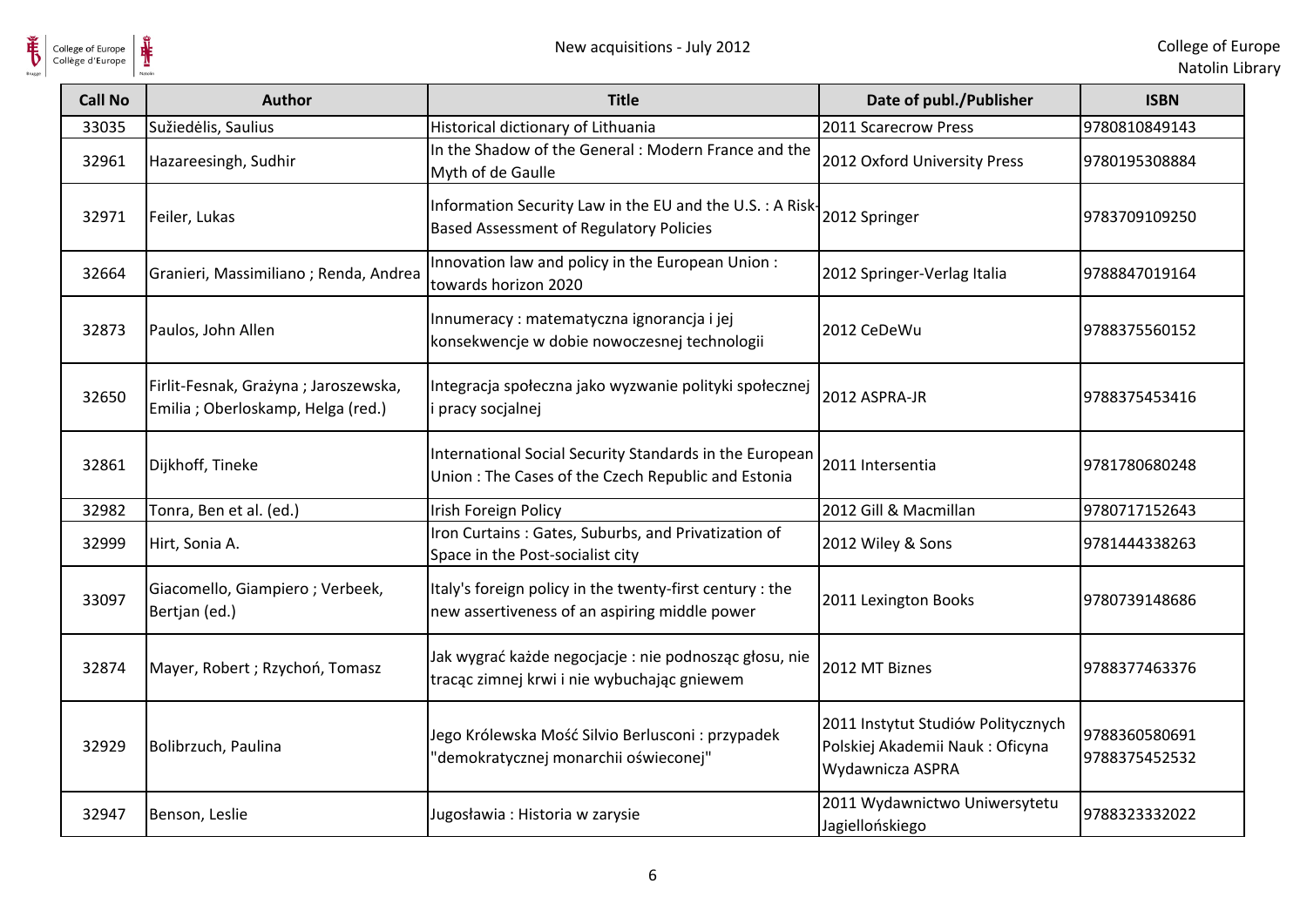| Call No | Author | Title | Date of publ./Publisher | ISBN |
|---|---|---|---|---|
| 33035 | Sužiedėlis, Saulius | Historical dictionary of Lithuania | 2011 Scarecrow Press | 9780810849143 |
| 32961 | Hazareesingh, Sudhir | In the Shadow of the General : Modern France and the Myth of de Gaulle | 2012 Oxford University Press | 9780195308884 |
| 32971 | Feiler, Lukas | Information Security Law in the EU and the U.S. : A Risk-Based Assessment of Regulatory Policies | 2012 Springer | 9783709109250 |
| 32664 | Granieri, Massimiliano ; Renda, Andrea | Innovation law and policy in the European Union : towards horizon 2020 | 2012 Springer-Verlag Italia | 9788847019164 |
| 32873 | Paulos, John Allen | Innumeracy : matematyczna ignorancja i jej konsekwencje w dobie nowoczesnej technologii | 2012 CeDeWu | 9788375560152 |
| 32650 | Firlit-Fesnak, Grażyna ; Jaroszewska, Emilia ; Oberloskamp, Helga (red.) | Integracja społeczna jako wyzwanie polityki społecznej i pracy socjalnej | 2012 ASPRA-JR | 9788375453416 |
| 32861 | Dijkhoff, Tineke | International Social Security Standards in the European Union : The Cases of the Czech Republic and Estonia | 2011 Intersentia | 9781780680248 |
| 32982 | Tonra, Ben et al. (ed.) | Irish Foreign Policy | 2012 Gill & Macmillan | 9780717152643 |
| 32999 | Hirt, Sonia A. | Iron Curtains : Gates, Suburbs, and Privatization of Space in the Post-socialist city | 2012 Wiley & Sons | 9781444338263 |
| 33097 | Giacomello, Giampiero ; Verbeek, Bertjan (ed.) | Italy's foreign policy in the twenty-first century : the new assertiveness of an aspiring middle power | 2011 Lexington Books | 9780739148686 |
| 32874 | Mayer, Robert ; Rzychoń, Tomasz | Jak wygrać każde negocjacje : nie podnosząc głosu, nie tracąc zimnej krwi i nie wybuchając gniewem | 2012 MT Biznes | 9788377463376 |
| 32929 | Bolibrzuch, Paulina | Jego Królewska Mość Silvio Berlusconi : przypadek "demokratycznej monarchii oświeconej" | 2011 Instytut Studiów Politycznych Polskiej Akademii Nauk : Oficyna Wydawnicza ASPRA | 9788360580691 9788375452532 |
| 32947 | Benson, Leslie | Jugosławia : Historia w zarysie | 2011 Wydawnictwo Uniwersytetu Jagiellońskiego | 9788323332022 |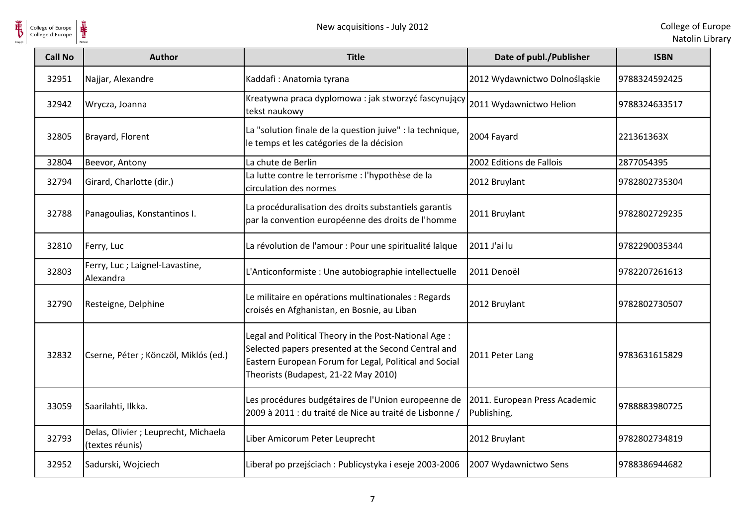| Call No | Author | Title | Date of publ./Publisher | ISBN |
|---|---|---|---|---|
| 32951 | Najjar, Alexandre | Kaddafi : Anatomia tyrana | 2012 Wydawnictwo Dolnośląskie | 9788324592425 |
| 32942 | Wrycza, Joanna | Kreatywna praca dyplomowa : jak stworzyć fascynujący tekst naukowy | 2011 Wydawnictwo Helion | 9788324633517 |
| 32805 | Brayard, Florent | La "solution finale de la question juive" : la technique, le temps et les catégories de la décision | 2004 Fayard | 221361363X |
| 32804 | Beevor, Antony | La chute de Berlin | 2002 Editions de Fallois | 2877054395 |
| 32794 | Girard, Charlotte (dir.) | La lutte contre le terrorisme : l'hypothèse de la circulation des normes | 2012 Bruylant | 9782802735304 |
| 32788 | Panagoulias, Konstantinos I. | La procéduralisation des droits substantiels garantis par la convention européenne des droits de l'homme | 2011 Bruylant | 9782802729235 |
| 32810 | Ferry, Luc | La révolution de l'amour : Pour une spiritualité laïque | 2011 J'ai lu | 9782290035344 |
| 32803 | Ferry, Luc ; Laignel-Lavastine, Alexandra | L'Anticonformiste : Une autobiographie intellectuelle | 2011 Denoël | 9782207261613 |
| 32790 | Resteigne, Delphine | Le militaire en opérations multinationales : Regards croisés en Afghanistan, en Bosnie, au Liban | 2012 Bruylant | 9782802730507 |
| 32832 | Cserne, Péter ; Könczöl, Miklós (ed.) | Legal and Political Theory in the Post-National Age : Selected papers presented at the Second Central and Eastern European Forum for Legal, Political and Social Theorists (Budapest, 21-22 May 2010) | 2011 Peter Lang | 9783631615829 |
| 33059 | Saarilahti, Ilkka. | Les procédures budgétaires de l'Union europeenne de 2009 à 2011 : du traité de Nice au traité de Lisbonne / | 2011. European Press Academic Publishing, | 9788883980725 |
| 32793 | Delas, Olivier ; Leuprecht, Michaela (textes réunis) | Liber Amicorum Peter Leuprecht | 2012 Bruylant | 9782802734819 |
| 32952 | Sadurski, Wojciech | Liberał po przejściach : Publicystyka i eseje 2003-2006 | 2007 Wydawnictwo Sens | 9788386944682 |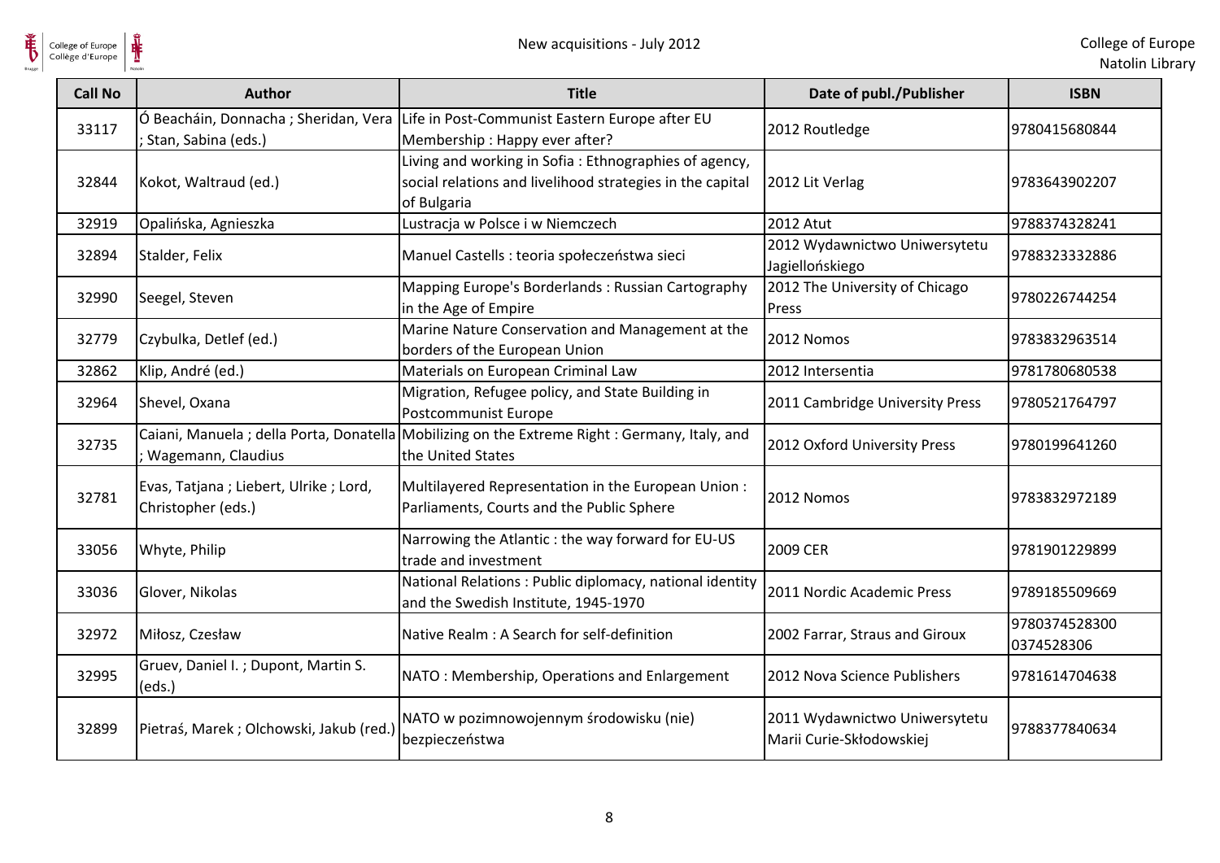| Call No | Author | Title | Date of publ./Publisher | ISBN |
|---|---|---|---|---|
| 33117 | Ó Beacháin, Donnacha ; Sheridan, Vera ; Stan, Sabina (eds.) | Life in Post-Communist Eastern Europe after EU Membership : Happy ever after? | 2012 Routledge | 9780415680844 |
| 32844 | Kokot, Waltraud (ed.) | Living and working in Sofia : Ethnographies of agency, social relations and livelihood strategies in the capital of Bulgaria | 2012 Lit Verlag | 9783643902207 |
| 32919 | Opalińska, Agnieszka | Lustracja w Polsce i w Niemczech | 2012 Atut | 9788374328241 |
| 32894 | Stalder, Felix | Manuel Castells : teoria społeczeństwa sieci | 2012 Wydawnictwo Uniwersytetu Jagiellońskiego | 9788323332886 |
| 32990 | Seegel, Steven | Mapping Europe's Borderlands : Russian Cartography in the Age of Empire | 2012 The University of Chicago Press | 9780226744254 |
| 32779 | Czybulka, Detlef (ed.) | Marine Nature Conservation and Management at the borders of the European Union | 2012 Nomos | 9783832963514 |
| 32862 | Klip, André (ed.) | Materials on European Criminal Law | 2012 Intersentia | 9781780680538 |
| 32964 | Shevel, Oxana | Migration, Refugee policy, and State Building in Postcommunist Europe | 2011 Cambridge University Press | 9780521764797 |
| 32735 | Caiani, Manuela ; della Porta, Donatella ; Wagemann, Claudius | Mobilizing on the Extreme Right : Germany, Italy, and the United States | 2012 Oxford University Press | 9780199641260 |
| 32781 | Evas, Tatjana ; Liebert, Ulrike ; Lord, Christopher (eds.) | Multilayered Representation in the European Union : Parliaments, Courts and the Public Sphere | 2012 Nomos | 9783832972189 |
| 33056 | Whyte, Philip | Narrowing the Atlantic : the way forward for EU-US trade and investment | 2009 CER | 9781901229899 |
| 33036 | Glover, Nikolas | National Relations : Public diplomacy, national identity and the Swedish Institute, 1945-1970 | 2011 Nordic Academic Press | 9789185509669 |
| 32972 | Miłosz, Czesław | Native Realm : A Search for self-definition | 2002 Farrar, Straus and Giroux | 9780374528300 0374528306 |
| 32995 | Gruev, Daniel I. ; Dupont, Martin S. (eds.) | NATO : Membership, Operations and Enlargement | 2012 Nova Science Publishers | 9781614704638 |
| 32899 | Pietraś, Marek ; Olchowski, Jakub (red.) | NATO w pozimnowojennym środowisku (nie) bezpieczeństwa | 2011 Wydawnictwo Uniwersytetu Marii Curie-Skłodowskiej | 9788377840634 |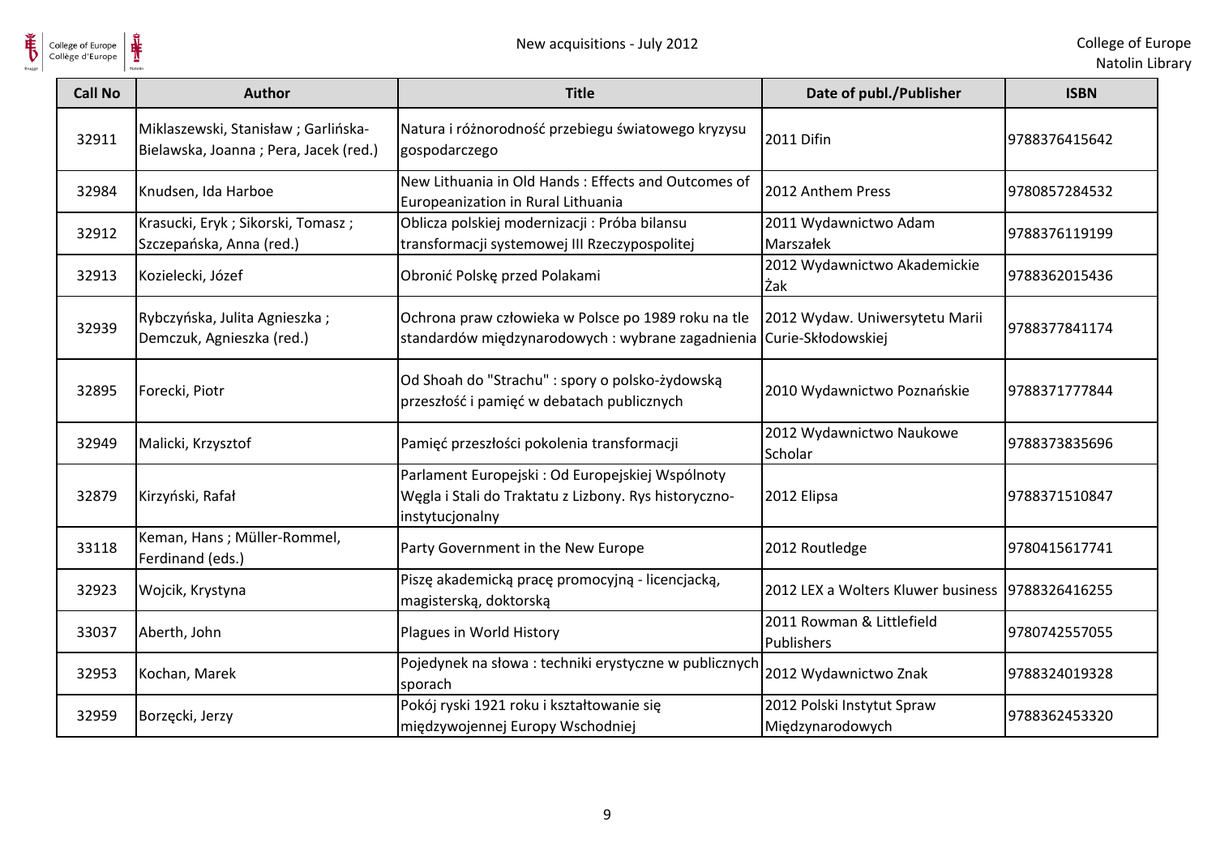| Call No | Author | Title | Date of publ./Publisher | ISBN |
|---|---|---|---|---|
| 32911 | Miklaszewski, Stanisław ; Garlińska-Bielawska, Joanna ; Pera, Jacek (red.) | Natura i różnorodność przebiegu światowego kryzysu gospodarczego | 2011 Difin | 9788376415642 |
| 32984 | Knudsen, Ida Harboe | New Lithuania in Old Hands : Effects and Outcomes of Europeanization in Rural Lithuania | 2012 Anthem Press | 9780857284532 |
| 32912 | Krasucki, Eryk ; Sikorski, Tomasz ; Szczepańska, Anna (red.) | Oblicza polskiej modernizacji : Próba bilansu transformacji systemowej III Rzeczypospolitej | 2011 Wydawnictwo Adam Marszałek | 9788376119199 |
| 32913 | Kozielecki, Józef | Obronić Polskę przed Polakami | 2012 Wydawnictwo Akademickie Żak | 9788362015436 |
| 32939 | Rybczyńska, Julita Agnieszka ; Demczuk, Agnieszka (red.) | Ochrona praw człowieka w Polsce po 1989 roku na tle standardów międzynarodowych : wybrane zagadnienia | 2012 Wydaw. Uniwersytetu Marii Curie-Skłodowskiej | 9788377841174 |
| 32895 | Forecki, Piotr | Od Shoah do "Strachu" : spory o polsko-żydowską przeszłość i pamięć w debatach publicznych | 2010 Wydawnictwo Poznańskie | 9788371777844 |
| 32949 | Malicki, Krzysztof | Pamięć przeszłości pokolenia transformacji | 2012 Wydawnictwo Naukowe Scholar | 9788373835696 |
| 32879 | Kirzyński, Rafał | Parlament Europejski : Od Europejskiej Wspólnoty Węgla i Stali do Traktatu z Lizbony. Rys historyczno-instytucjonalny | 2012 Elipsa | 9788371510847 |
| 33118 | Keman, Hans ; Müller-Rommel, Ferdinand (eds.) | Party Government in the New Europe | 2012 Routledge | 9780415617741 |
| 32923 | Wojcik, Krystyna | Piszę akademicką pracę promocyjną - licencjacką, magisterską, doktorską | 2012 LEX a Wolters Kluwer business | 9788326416255 |
| 33037 | Aberth, John | Plagues in World History | 2011 Rowman & Littlefield Publishers | 9780742557055 |
| 32953 | Kochan, Marek | Pojedynek na słowa : techniki erystyczne w publicznych sporach | 2012 Wydawnictwo Znak | 9788324019328 |
| 32959 | Borzęcki, Jerzy | Pokój ryski 1921 roku i kształtowanie się międzywojennej Europy Wschodniej | 2012 Polski Instytut Spraw Międzynarodowych | 9788362453320 |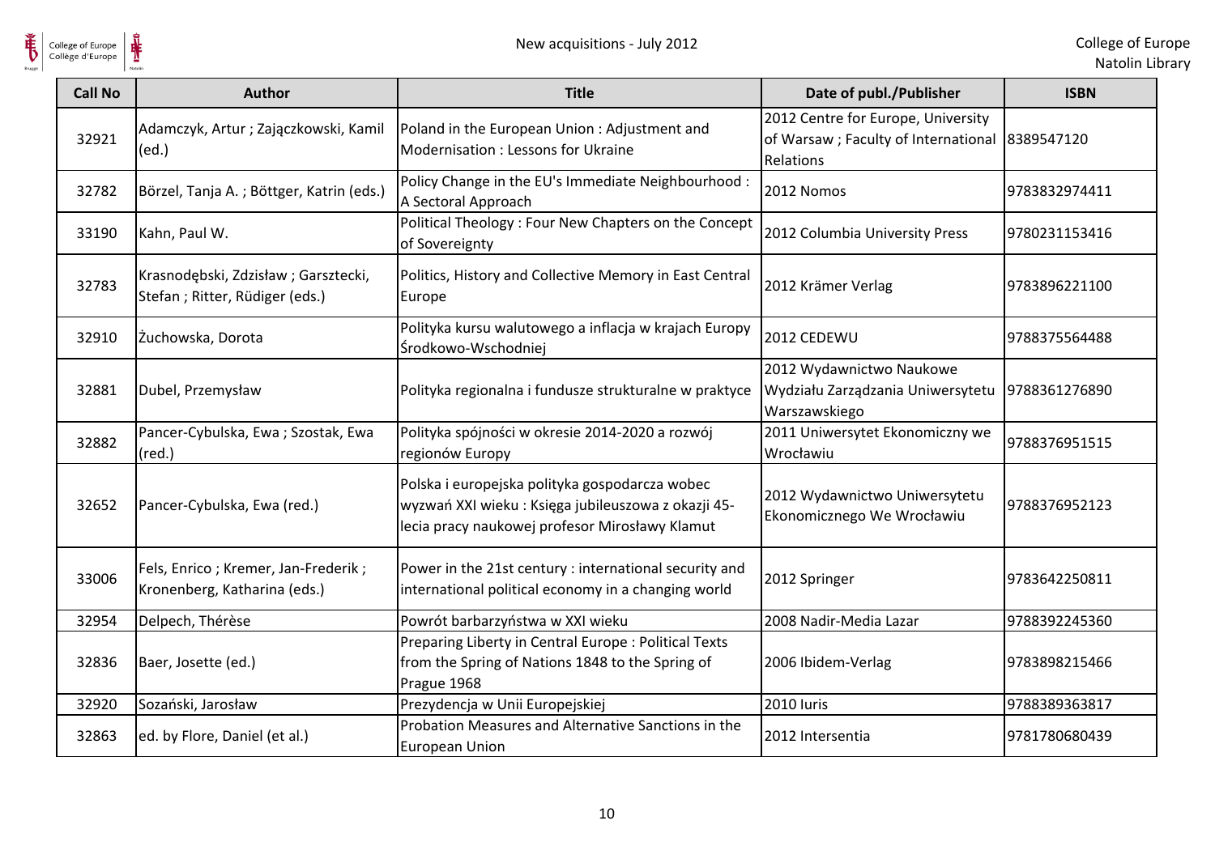| Call No | Author | Title | Date of publ./Publisher | ISBN |
|---|---|---|---|---|
| 32921 | Adamczyk, Artur ; Zajączkowski, Kamil (ed.) | Poland in the European Union : Adjustment and Modernisation : Lessons for Ukraine | 2012 Centre for Europe, University of Warsaw ; Faculty of International Relations | 8389547120 |
| 32782 | Börzel, Tanja A. ; Böttger, Katrin (eds.) | Policy Change in the EU's Immediate Neighbourhood : A Sectoral Approach | 2012 Nomos | 9783832974411 |
| 33190 | Kahn, Paul W. | Political Theology : Four New Chapters on the Concept of Sovereignty | 2012 Columbia University Press | 9780231153416 |
| 32783 | Krasnodębski, Zdzisław ; Garsztecki, Stefan ; Ritter, Rüdiger (eds.) | Politics, History and Collective Memory in East Central Europe | 2012 Krämer Verlag | 9783896221100 |
| 32910 | Żuchowska, Dorota | Polityka kursu walutowego a inflacja w krajach Europy Środkowo-Wschodniej | 2012 CEDEWU | 9788375564488 |
| 32881 | Dubel, Przemysław | Polityka regionalna i fundusze strukturalne w praktyce | 2012 Wydawnictwo Naukowe Wydziału Zarządzania Uniwersytetu Warszawskiego | 9788361276890 |
| 32882 | Pancer-Cybulska, Ewa ; Szostak, Ewa (red.) | Polityka spójności w okresie 2014-2020 a rozwój regionów Europy | 2011 Uniwersytet Ekonomiczny we Wrocławiu | 9788376951515 |
| 32652 | Pancer-Cybulska, Ewa (red.) | Polska i europejska polityka gospodarcza wobec wyzwań XXI wieku : Księga jubileuszowa z okazji 45-lecia pracy naukowej profesor Mirosławy Klamut | 2012 Wydawnictwo Uniwersytetu Ekonomicznego We Wrocławiu | 9788376952123 |
| 33006 | Fels, Enrico ; Kremer, Jan-Frederik ; Kronenberg, Katharina (eds.) | Power in the 21st century : international security and international political economy in a changing world | 2012 Springer | 9783642250811 |
| 32954 | Delpech, Thérèse | Powrót barbarzyństwa w XXI wieku | 2008 Nadir-Media Lazar | 9788392245360 |
| 32836 | Baer, Josette (ed.) | Preparing Liberty in Central Europe : Political Texts from the Spring of Nations 1848 to the Spring of Prague 1968 | 2006 Ibidem-Verlag | 9783898215466 |
| 32920 | Sozański, Jarosław | Prezydencja w Unii Europejskiej | 2010 Iuris | 9788389363817 |
| 32863 | ed. by Flore, Daniel (et al.) | Probation Measures and Alternative Sanctions in the European Union | 2012 Intersentia | 9781780680439 |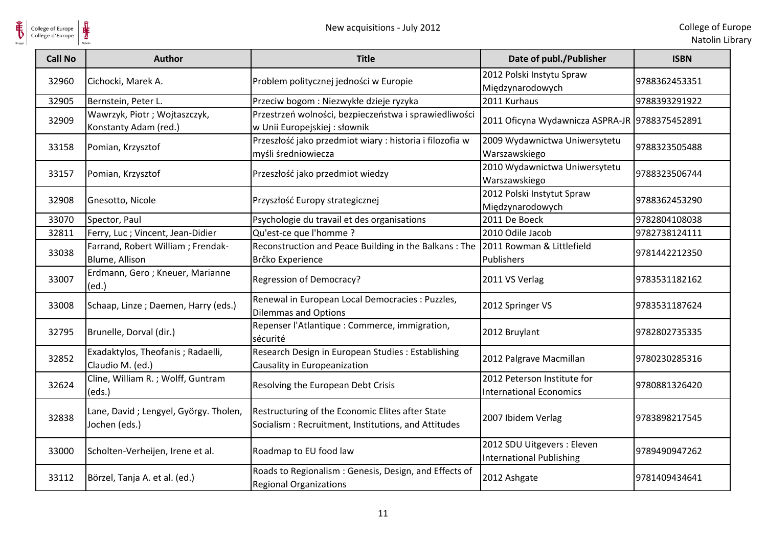| Call No | Author | Title | Date of publ./Publisher | ISBN |
|---|---|---|---|---|
| 32960 | Cichocki, Marek A. | Problem politycznej jedności w Europie | 2012 Polski Instytu Spraw Międzynarodowych | 9788362453351 |
| 32905 | Bernstein, Peter L. | Przeciw bogom : Niezwykłe dzieje ryzyka | 2011 Kurhaus | 9788393291922 |
| 32909 | Wawrzyk, Piotr ; Wojtaszczyk, Konstanty Adam (red.) | Przestrzeń wolności, bezpieczeństwa i sprawiedliwości w Unii Europejskiej : słownik | 2011 Oficyna Wydawnicza ASPRA-JR | 9788375452891 |
| 33158 | Pomian, Krzysztof | Przeszłość jako przedmiot wiary : historia i filozofia w myśli średniowiecza | 2009 Wydawnictwa Uniwersytetu Warszawskiego | 9788323505488 |
| 33157 | Pomian, Krzysztof | Przeszłość jako przedmiot wiedzy | 2010 Wydawnictwa Uniwersytetu Warszawskiego | 9788323506744 |
| 32908 | Gnesotto, Nicole | Przyszłość Europy strategicznej | 2012 Polski Instytut Spraw Międzynarodowych | 9788362453290 |
| 33070 | Spector, Paul | Psychologie du travail et des organisations | 2011 De Boeck | 9782804108038 |
| 32811 | Ferry, Luc ; Vincent, Jean-Didier | Qu'est-ce que l'homme ? | 2010 Odile Jacob | 9782738124111 |
| 33038 | Farrand, Robert William ; Frendak-Blume, Allison | Reconstruction and Peace Building in the Balkans : The Brčko Experience | 2011 Rowman & Littlefield Publishers | 9781442212350 |
| 33007 | Erdmann, Gero ; Kneuer, Marianne (ed.) | Regression of Democracy? | 2011 VS Verlag | 9783531182162 |
| 33008 | Schaap, Linze ; Daemen, Harry (eds.) | Renewal in European Local Democracies : Puzzles, Dilemmas and Options | 2012 Springer VS | 9783531187624 |
| 32795 | Brunelle, Dorval (dir.) | Repenser l'Atlantique : Commerce, immigration, sécurité | 2012 Bruylant | 9782802735335 |
| 32852 | Exadaktylos, Theofanis ; Radaelli, Claudio M. (ed.) | Research Design in European Studies : Establishing Causality in Europeanization | 2012 Palgrave Macmillan | 9780230285316 |
| 32624 | Cline, William R. ; Wolff, Guntram (eds.) | Resolving the European Debt Crisis | 2012 Peterson Institute for International Economics | 9780881326420 |
| 32838 | Lane, David ; Lengyel, György. Tholen, Jochen (eds.) | Restructuring of the Economic Elites after State Socialism : Recruitment, Institutions, and Attitudes | 2007 Ibidem Verlag | 9783898217545 |
| 33000 | Scholten-Verheijen, Irene et al. | Roadmap to EU food law | 2012 SDU Uitgevers : Eleven International Publishing | 9789490947262 |
| 33112 | Börzel, Tanja A. et al. (ed.) | Roads to Regionalism : Genesis, Design, and Effects of Regional Organizations | 2012 Ashgate | 9781409434641 |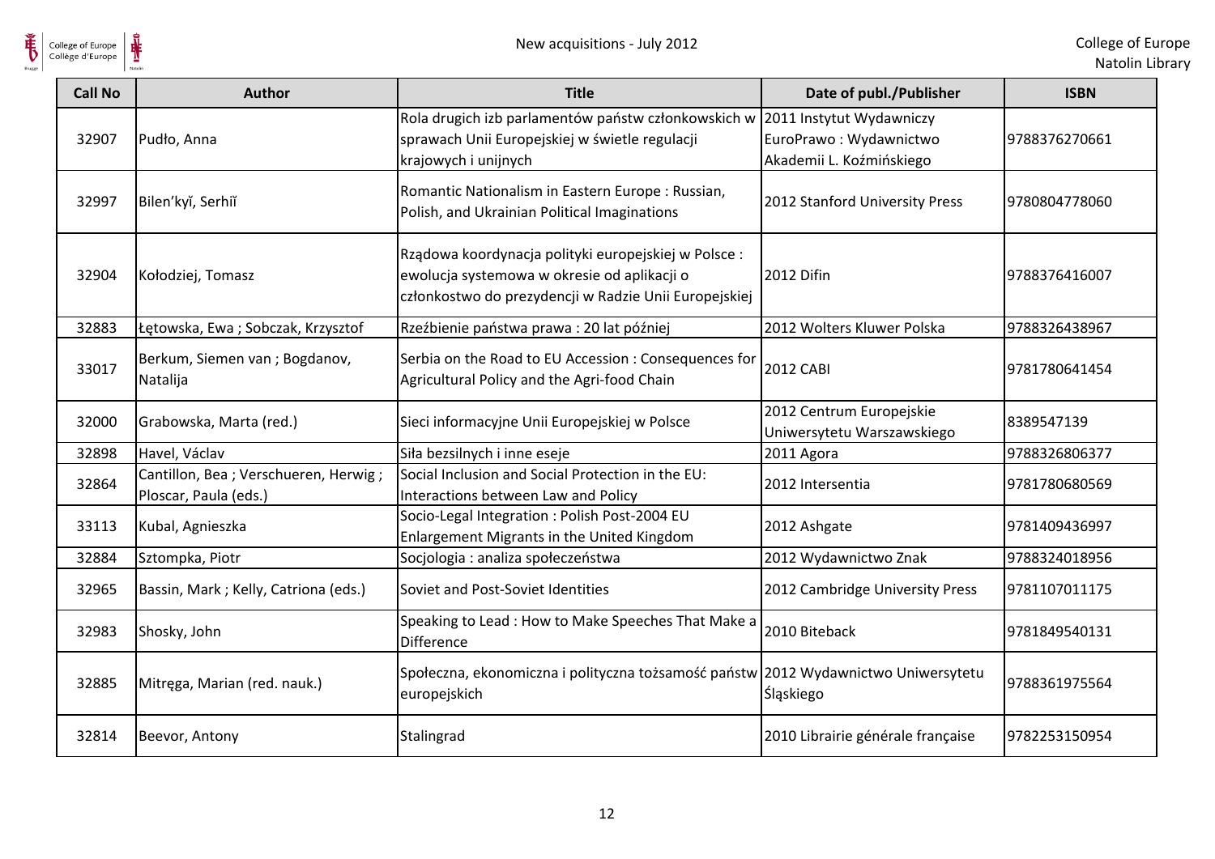| Call No | Author | Title | Date of publ./Publisher | ISBN |
|---|---|---|---|---|
| 32907 | Pudło, Anna | Rola drugich izb parlamentów państw członkowskich w sprawach Unii Europejskiej w świetle regulacji krajowych i unijnych | 2011 Instytut Wydawniczy EuroPrawo : Wydawnictwo Akademii L. Koźmińskiego | 9788376270661 |
| 32997 | Bilen'kyĭ, Serhiĭ | Romantic Nationalism in Eastern Europe : Russian, Polish, and Ukrainian Political Imaginations | 2012 Stanford University Press | 9780804778060 |
| 32904 | Kołodziej, Tomasz | Rządowa koordynacja polityki europejskiej w Polsce : ewolucja systemowa w okresie od aplikacji o członkostwo do prezydencji w Radzie Unii Europejskiej | 2012 Difin | 9788376416007 |
| 32883 | Łętowska, Ewa ; Sobczak, Krzysztof | Rzeźbienie państwa prawa : 20 lat później | 2012 Wolters Kluwer Polska | 9788326438967 |
| 33017 | Berkum, Siemen van ; Bogdanov, Natalija | Serbia on the Road to EU Accession : Consequences for Agricultural Policy and the Agri-food Chain | 2012 CABI | 9781780641454 |
| 32000 | Grabowska, Marta (red.) | Sieci informacyjne Unii Europejskiej w Polsce | 2012 Centrum Europejskie Uniwersytetu Warszawskiego | 8389547139 |
| 32898 | Havel, Václav | Siła bezsilnych i inne eseje | 2011 Agora | 9788326806377 |
| 32864 | Cantillon, Bea ; Verschueren, Herwig ; Ploscar, Paula (eds.) | Social Inclusion and Social Protection in the EU: Interactions between Law and Policy | 2012 Intersentia | 9781780680569 |
| 33113 | Kubal, Agnieszka | Socio-Legal Integration : Polish Post-2004 EU Enlargement Migrants in the United Kingdom | 2012 Ashgate | 9781409436997 |
| 32884 | Sztompka, Piotr | Socjologia : analiza społeczeństwa | 2012 Wydawnictwo Znak | 9788324018956 |
| 32965 | Bassin, Mark ; Kelly, Catriona (eds.) | Soviet and Post-Soviet Identities | 2012 Cambridge University Press | 9781107011175 |
| 32983 | Shosky, John | Speaking to Lead : How to Make Speeches That Make a Difference | 2010 Biteback | 9781849540131 |
| 32885 | Mitręga, Marian (red. nauk.) | Społeczna, ekonomiczna i polityczna tożsamość państw europejskich | 2012 Wydawnictwo Uniwersytetu Śląskiego | 9788361975564 |
| 32814 | Beevor, Antony | Stalingrad | 2010 Librairie générale française | 9782253150954 |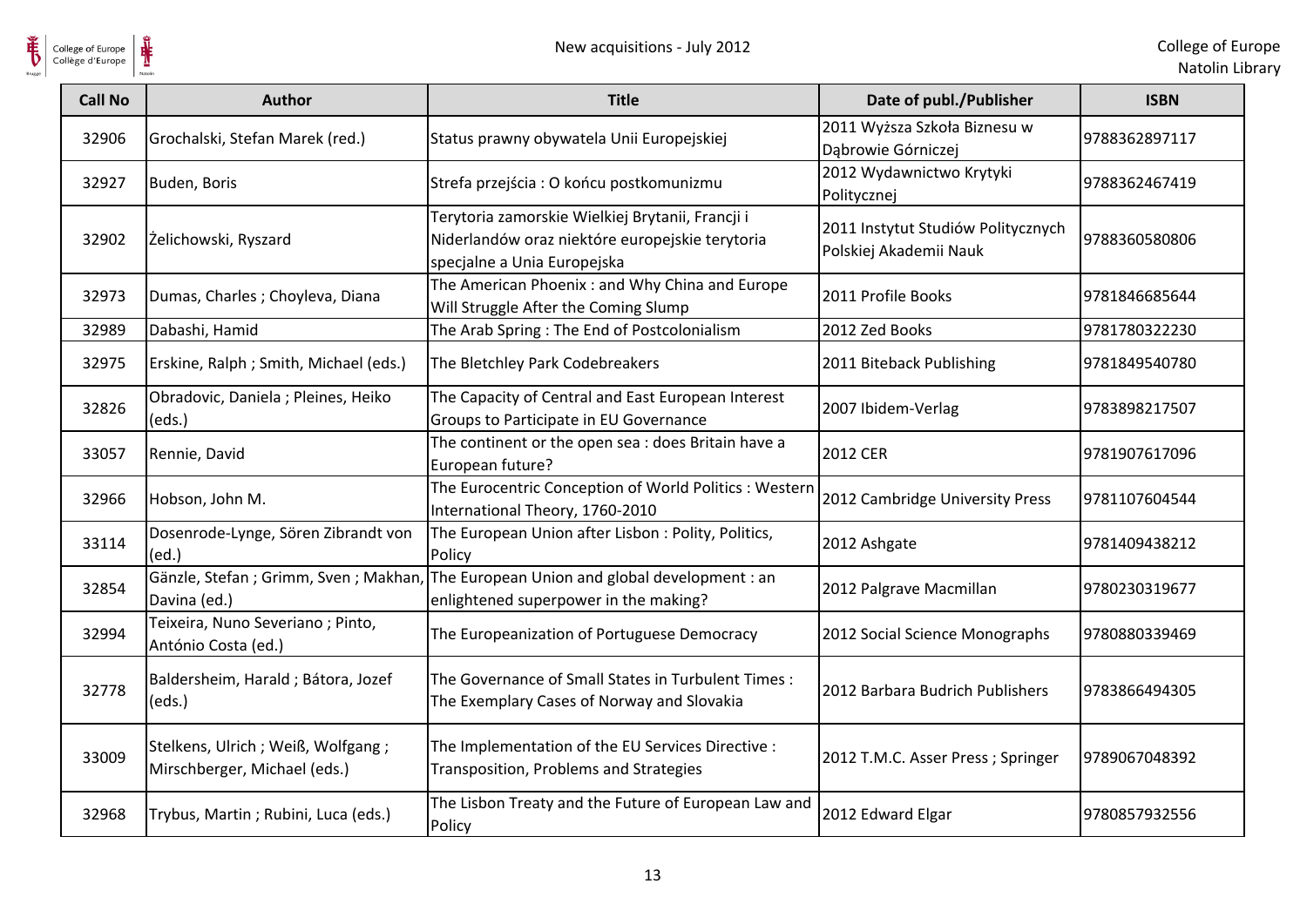| Call No | Author | Title | Date of publ./Publisher | ISBN |
|---|---|---|---|---|
| 32906 | Grochalski, Stefan Marek (red.) | Status prawny obywatela Unii Europejskiej | 2011 Wyższa Szkoła Biznesu w Dąbrowie Górniczej | 9788362897117 |
| 32927 | Buden, Boris | Strefa przejścia : O końcu postkomunizmu | 2012 Wydawnictwo Krytyki Politycznej | 9788362467419 |
| 32902 | Żelichowski, Ryszard | Terytoria zamorskie Wielkiej Brytanii, Francji i Niderlandów oraz niektóre europejskie terytoria specjalne a Unia Europejska | 2011 Instytut Studiów Politycznych Polskiej Akademii Nauk | 9788360580806 |
| 32973 | Dumas, Charles ; Choyleva, Diana | The American Phoenix : and Why China and Europe Will Struggle After the Coming Slump | 2011 Profile Books | 9781846685644 |
| 32989 | Dabashi, Hamid | The Arab Spring : The End of Postcolonialism | 2012 Zed Books | 9781780322230 |
| 32975 | Erskine, Ralph ; Smith, Michael (eds.) | The Bletchley Park Codebreakers | 2011 Biteback Publishing | 9781849540780 |
| 32826 | Obradovic, Daniela ; Pleines, Heiko (eds.) | The Capacity of Central and East European Interest Groups to Participate in EU Governance | 2007 Ibidem-Verlag | 9783898217507 |
| 33057 | Rennie, David | The continent or the open sea : does Britain have a European future? | 2012 CER | 9781907617096 |
| 32966 | Hobson, John M. | The Eurocentric Conception of World Politics : Western International Theory, 1760-2010 | 2012 Cambridge University Press | 9781107604544 |
| 33114 | Dosenrode-Lynge, Sören Zibrandt von (ed.) | The European Union after Lisbon : Polity, Politics, Policy | 2012 Ashgate | 9781409438212 |
| 32854 | Gänzle, Stefan ; Grimm, Sven ; Makhan, Davina (ed.) | The European Union and global development : an enlightened superpower in the making? | 2012 Palgrave Macmillan | 9780230319677 |
| 32994 | Teixeira, Nuno Severiano ; Pinto, António Costa (ed.) | The Europeanization of Portuguese Democracy | 2012 Social Science Monographs | 9780880339469 |
| 32778 | Baldersheim, Harald ; Bátora, Jozef (eds.) | The Governance of Small States in Turbulent Times : The Exemplary Cases of Norway and Slovakia | 2012 Barbara Budrich Publishers | 9783866494305 |
| 33009 | Stelkens, Ulrich ; Weiß, Wolfgang ; Mirschberger, Michael (eds.) | The Implementation of the EU Services Directive : Transposition, Problems and Strategies | 2012 T.M.C. Asser Press ; Springer | 9789067048392 |
| 32968 | Trybus, Martin ; Rubini, Luca (eds.) | The Lisbon Treaty and the Future of European Law and Policy | 2012 Edward Elgar | 9780857932556 |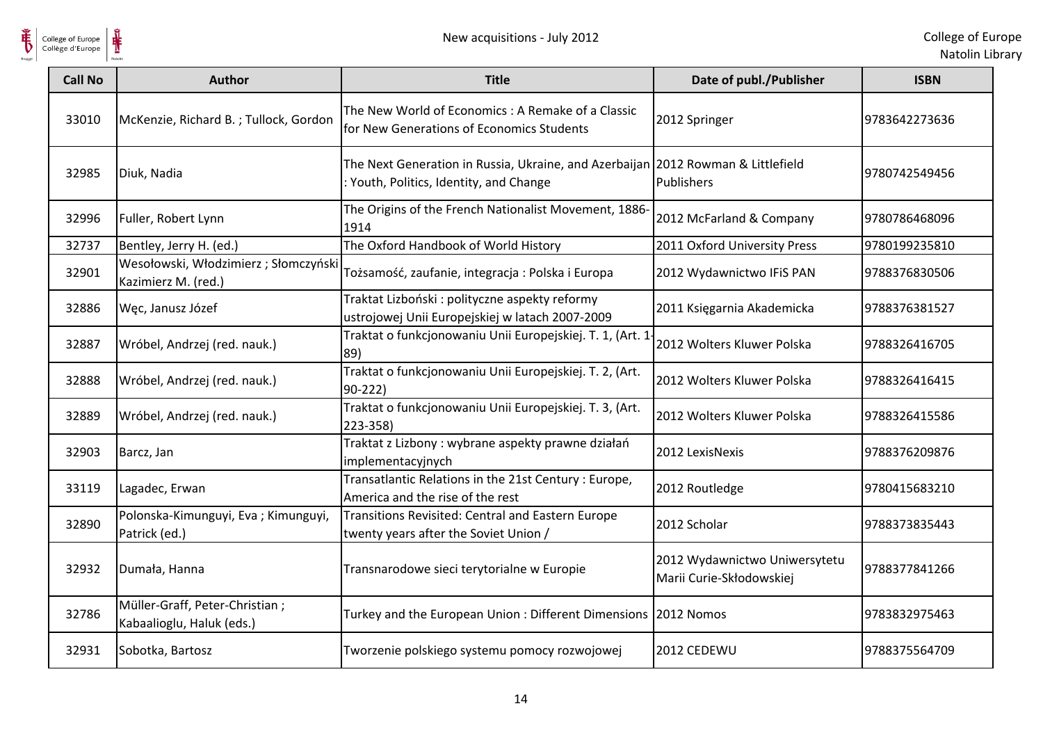| Call No | Author | Title | Date of publ./Publisher | ISBN |
|---|---|---|---|---|
| 33010 | McKenzie, Richard B. ; Tullock, Gordon | The New World of Economics : A Remake of a Classic for New Generations of Economics Students | 2012 Springer | 9783642273636 |
| 32985 | Diuk, Nadia | The Next Generation in Russia, Ukraine, and Azerbaijan : Youth, Politics, Identity, and Change | 2012 Rowman & Littlefield Publishers | 9780742549456 |
| 32996 | Fuller, Robert Lynn | The Origins of the French Nationalist Movement, 1886-1914 | 2012 McFarland & Company | 9780786468096 |
| 32737 | Bentley, Jerry H. (ed.) | The Oxford Handbook of World History | 2011 Oxford University Press | 9780199235810 |
| 32901 | Wesołowski, Włodzimierz ; Słomczyński Kazimierz M. (red.) | Tożsamość, zaufanie, integracja : Polska i Europa | 2012 Wydawnictwo IFiS PAN | 9788376830506 |
| 32886 | Węc, Janusz Józef | Traktat Lizboński : polityczne aspekty reformy ustrojowej Unii Europejskiej w latach 2007-2009 | 2011 Księgarnia Akademicka | 9788376381527 |
| 32887 | Wróbel, Andrzej (red. nauk.) | Traktat o funkcjonowaniu Unii Europejskiej. T. 1, (Art. 1-89) | 2012 Wolters Kluwer Polska | 9788326416705 |
| 32888 | Wróbel, Andrzej (red. nauk.) | Traktat o funkcjonowaniu Unii Europejskiej. T. 2, (Art. 90-222) | 2012 Wolters Kluwer Polska | 9788326416415 |
| 32889 | Wróbel, Andrzej (red. nauk.) | Traktat o funkcjonowaniu Unii Europejskiej. T. 3, (Art. 223-358) | 2012 Wolters Kluwer Polska | 9788326415586 |
| 32903 | Barcz, Jan | Traktat z Lizbony : wybrane aspekty prawne działań implementacyjnych | 2012 LexisNexis | 9788376209876 |
| 33119 | Lagadec, Erwan | Transatlantic Relations in the 21st Century : Europe, America and the rise of the rest | 2012 Routledge | 9780415683210 |
| 32890 | Polonska-Kimunguyi, Eva ; Kimunguyi, Patrick (ed.) | Transitions Revisited: Central and Eastern Europe twenty years after the Soviet Union / | 2012 Scholar | 9788373835443 |
| 32932 | Dumała, Hanna | Transnarodowe sieci terytorialne w Europie | 2012 Wydawnictwo Uniwersytetu Marii Curie-Skłodowskiej | 9788377841266 |
| 32786 | Müller-Graff, Peter-Christian ; Kabaalioglu, Haluk (eds.) | Turkey and the European Union : Different Dimensions | 2012 Nomos | 9783832975463 |
| 32931 | Sobotka, Bartosz | Tworzenie polskiego systemu pomocy rozwojowej | 2012 CEDEWU | 9788375564709 |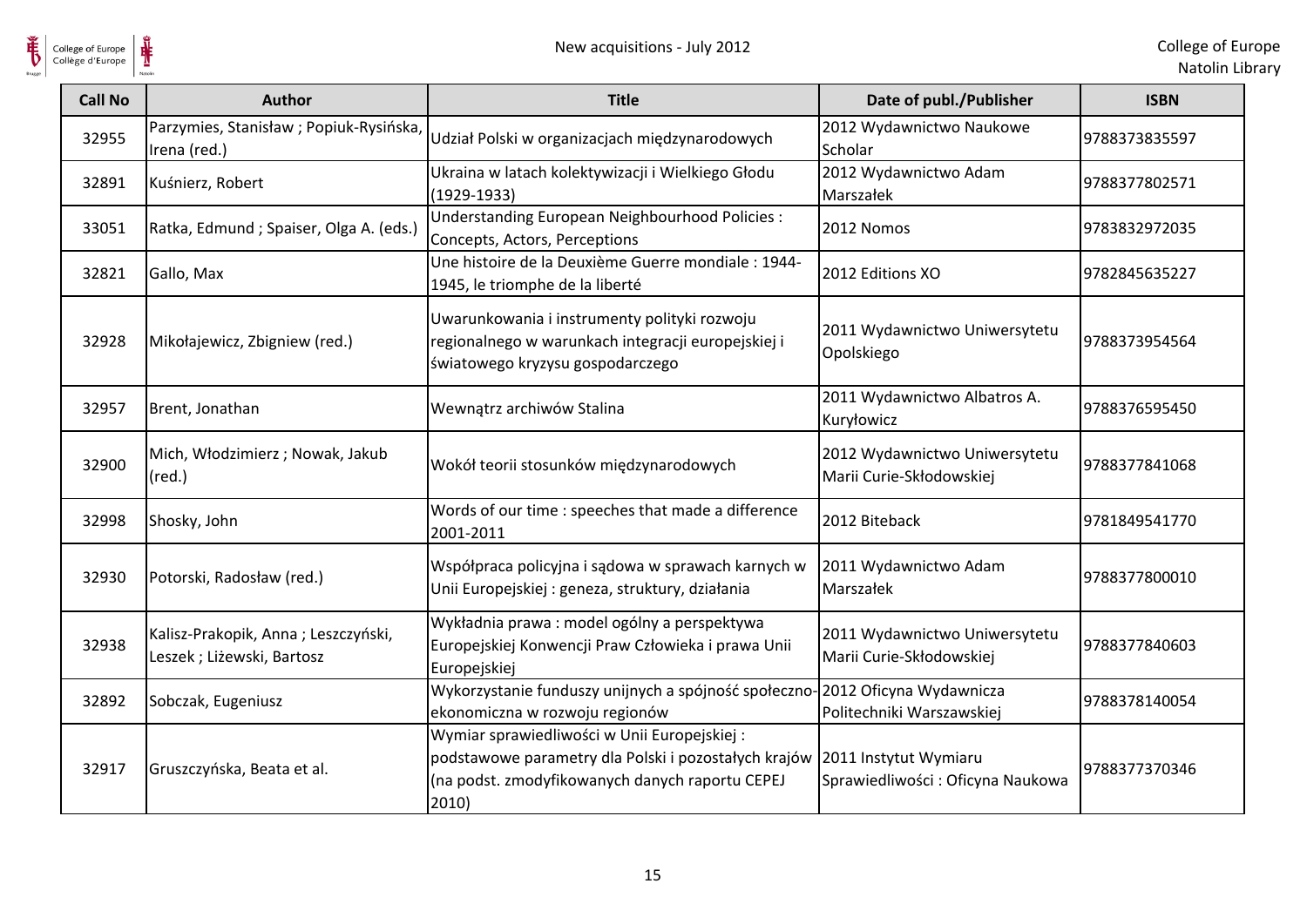| Call No | Author | Title | Date of publ./Publisher | ISBN |
|---|---|---|---|---|
| 32955 | Parzymies, Stanisław ; Popiuk-Rysińska, Irena (red.) | Udział Polski w organizacjach międzynarodowych | 2012 Wydawnictwo Naukowe Scholar | 9788373835597 |
| 32891 | Kuśnierz, Robert | Ukraina w latach kolektywizacji i Wielkiego Głodu (1929-1933) | 2012 Wydawnictwo Adam Marszałek | 9788377802571 |
| 33051 | Ratka, Edmund ; Spaiser, Olga A. (eds.) | Understanding European Neighbourhood Policies : Concepts, Actors, Perceptions | 2012 Nomos | 9783832972035 |
| 32821 | Gallo, Max | Une histoire de la Deuxième Guerre mondiale : 1944-1945, le triomphe de la liberté | 2012 Editions XO | 9782845635227 |
| 32928 | Mikołajewicz, Zbigniew (red.) | Uwarunkowania i instrumenty polityki rozwoju regionalnego w warunkach integracji europejskiej i światowego kryzysu gospodarczego | 2011 Wydawnictwo Uniwersytetu Opolskiego | 9788373954564 |
| 32957 | Brent, Jonathan | Wewnątrz archiwów Stalina | 2011 Wydawnictwo Albatros A. Kuryłowicz | 9788376595450 |
| 32900 | Mich, Włodzimierz ; Nowak, Jakub (red.) | Wokół teorii stosunków międzynarodowych | 2012 Wydawnictwo Uniwersytetu Marii Curie-Skłodowskiej | 9788377841068 |
| 32998 | Shosky, John | Words of our time : speeches that made a difference 2001-2011 | 2012 Biteback | 9781849541770 |
| 32930 | Potorski, Radosław (red.) | Współpraca policyjna i sądowa w sprawach karnych w Unii Europejskiej : geneza, struktury, działania | 2011 Wydawnictwo Adam Marszałek | 9788377800010 |
| 32938 | Kalisz-Prakopik, Anna ; Leszczyński, Leszek ; Liżewski, Bartosz | Wykładnia prawa : model ogólny a perspektywa Europejskiej Konwencji Praw Człowieka i prawa Unii Europejskiej | 2011 Wydawnictwo Uniwersytetu Marii Curie-Skłodowskiej | 9788377840603 |
| 32892 | Sobczak, Eugeniusz | Wykorzystanie funduszy unijnych a spójność społeczno-ekonomiczna w rozwoju regionów | 2012 Oficyna Wydawnicza Politechniki Warszawskiej | 9788378140054 |
| 32917 | Gruszczyńska, Beata et al. | Wymiar sprawiedliwości w Unii Europejskiej : podstawowe parametry dla Polski i pozostałych krajów (na podst. zmodyfikowanych danych raportu CEPEJ 2010) | 2011 Instytut Wymiaru Sprawiedliwości : Oficyna Naukowa | 9788377370346 |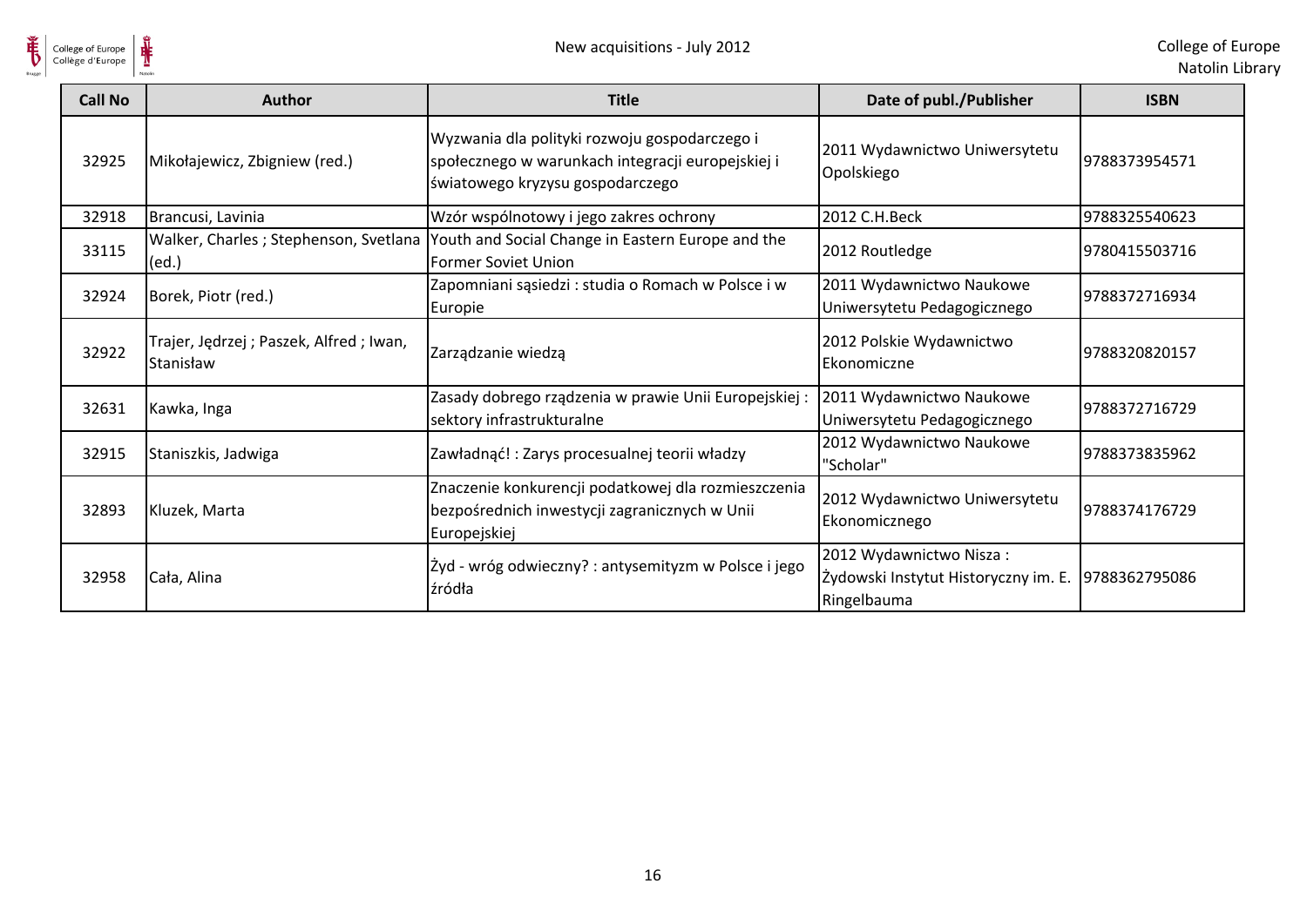| Call No | Author | Title | Date of publ./Publisher | ISBN |
| --- | --- | --- | --- | --- |
| 32925 | Mikołajewicz, Zbigniew (red.) | Wyzwania dla polityki rozwoju gospodarczego i społecznego w warunkach integracji europejskiej i światowego kryzysu gospodarczego | 2011 Wydawnictwo Uniwersytetu Opolskiego | 9788373954571 |
| 32918 | Brancusi, Lavinia | Wzór wspólnotowy i jego zakres ochrony | 2012 C.H.Beck | 9788325540623 |
| 33115 | Walker, Charles ; Stephenson, Svetlana (ed.) | Youth and Social Change in Eastern Europe and the Former Soviet Union | 2012 Routledge | 9780415503716 |
| 32924 | Borek, Piotr (red.) | Zapomniani sąsiedzi : studia o Romach w Polsce i w Europie | 2011 Wydawnictwo Naukowe Uniwersytetu Pedagogicznego | 9788372716934 |
| 32922 | Trajer, Jędrzej ; Paszek, Alfred ; Iwan, Stanisław | Zarządzanie wiedzą | 2012 Polskie Wydawnictwo Ekonomiczne | 9788320820157 |
| 32631 | Kawka, Inga | Zasady dobrego rządzenia w prawie Unii Europejskiej : sektory infrastrukturalne | 2011 Wydawnictwo Naukowe Uniwersytetu Pedagogicznego | 9788372716729 |
| 32915 | Staniszkis, Jadwiga | Zawładnąć! : Zarys procesualnej teorii władzy | 2012 Wydawnictwo Naukowe "Scholar" | 9788373835962 |
| 32893 | Kluzek, Marta | Znaczenie konkurencji podatkowej dla rozmieszczenia bezpośrednich inwestycji zagranicznych w Unii Europejskiej | 2012 Wydawnictwo Uniwersytetu Ekonomicznego | 9788374176729 |
| 32958 | Cała, Alina | Żyd - wróg odwieczny? : antysemityzm w Polsce i jego źródła | 2012 Wydawnictwo Nisza : Żydowski Instytut Historyczny im. E. Ringelbauma | 9788362795086 |